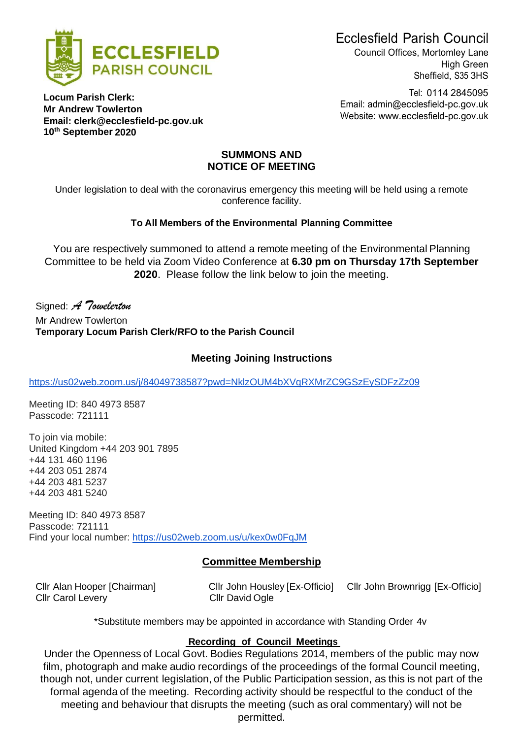Ecclesfield Parish Council
Council Offices, Mortomley Lane
High Green
Sheffield, S35 3HS

Tel: 0114 2845095
Email: admin@ecclesfield-pc.gov.uk
Website: www.ecclesfield-pc.gov.uk

**Locum Parish Clerk:**
**Mr Andrew Towlerton**
**Email: clerk@ecclesfield-pc.gov.uk**
**10th September 2020**

## SUMMONS AND NOTICE OF MEETING

Under legislation to deal with the coronavirus emergency this meeting will be held using a remote conference facility.

**To All Members of the Environmental Planning Committee**

You are respectively summoned to attend a remote meeting of the Environmental Planning Committee to be held via Zoom Video Conference at **6.30 pm on Thursday 17th September 2020**. Please follow the link below to join the meeting.

Signed: *A Towelerton*
Mr Andrew Towlerton
**Temporary Locum Parish Clerk/RFO to the Parish Council**

### Meeting Joining Instructions

https://us02web.zoom.us/j/84049738587?pwd=NklzOUM4bXVqRXMrZC9GSzEySDFzZz09

Meeting ID: 840 4973 8587
Passcode: 721111

To join via mobile:
United Kingdom +44 203 901 7895
+44 131 460 1196
+44 203 051 2874
+44 203 481 5237
+44 203 481 5240

Meeting ID: 840 4973 8587
Passcode: 721111
Find your local number: https://us02web.zoom.us/u/kex0w0FqJM

### Committee Membership

Cllr Alan Hooper [Chairman]
Cllr Carol Levery
Cllr John Housley [Ex-Officio]
Cllr David Ogle
Cllr John Brownrigg [Ex-Officio]

*Substitute members may be appointed in accordance with Standing Order 4v

### Recording of Council Meetings

Under the Openness of Local Govt. Bodies Regulations 2014, members of the public may now film, photograph and make audio recordings of the proceedings of the formal Council meeting, though not, under current legislation, of the Public Participation session, as this is not part of the formal agenda of the meeting. Recording activity should be respectful to the conduct of the meeting and behaviour that disrupts the meeting (such as oral commentary) will not be permitted.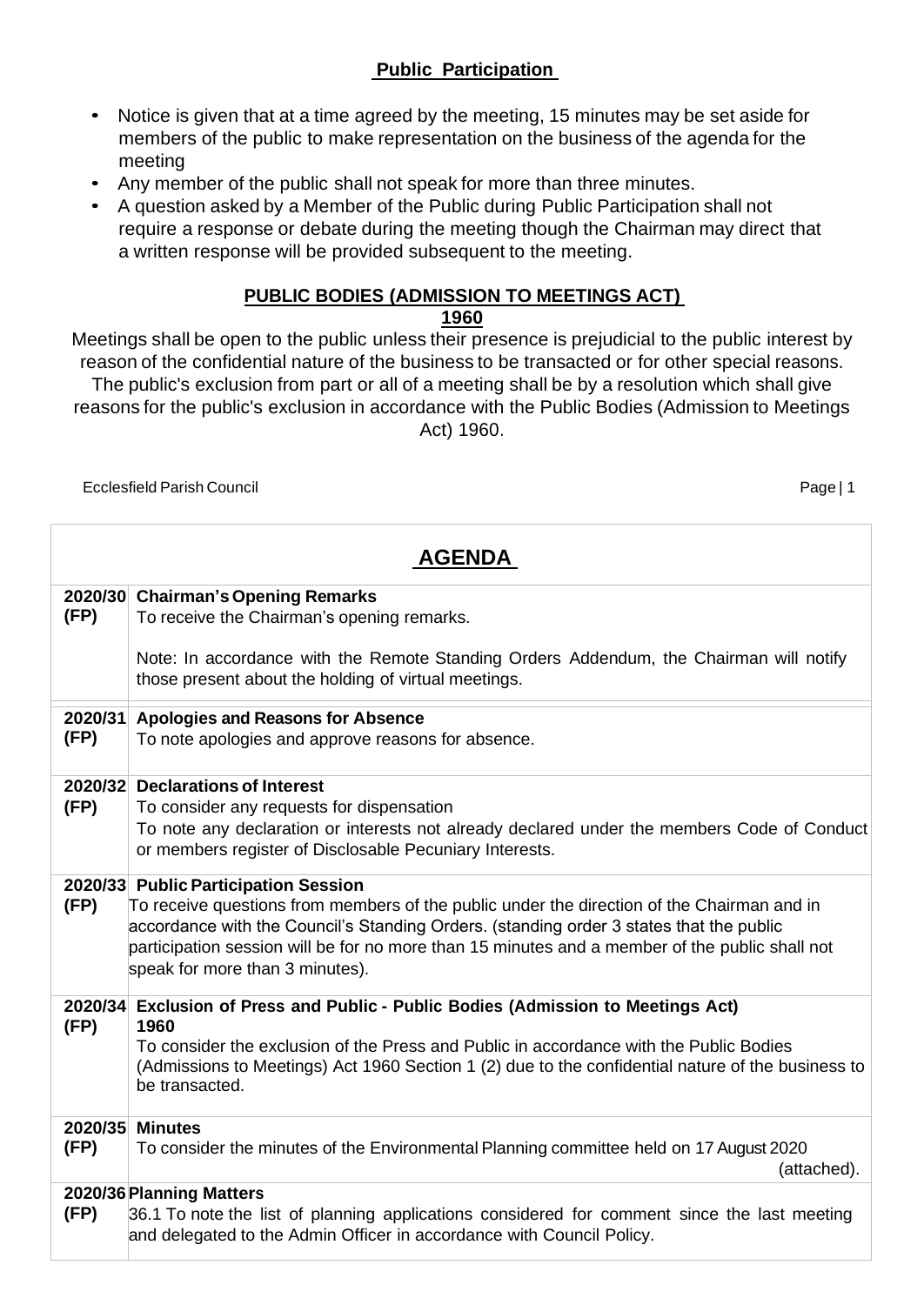## Public Participation

- Notice is given that at a time agreed by the meeting, 15 minutes may be set aside for members of the public to make representation on the business of the agenda for the meeting
- Any member of the public shall not speak for more than three minutes.
- A question asked by a Member of the Public during Public Participation shall not require a response or debate during the meeting though the Chairman may direct that a written response will be provided subsequent to the meeting.

### PUBLIC BODIES (ADMISSION TO MEETINGS ACT) 1960

Meetings shall be open to the public unless their presence is prejudicial to the public interest by reason of the confidential nature of the business to be transacted or for other special reasons. The public's exclusion from part or all of a meeting shall be by a resolution which shall give reasons for the public's exclusion in accordance with the Public Bodies (Admission to Meetings Act) 1960.

## AGENDA

| | |
|---|---|
| **2020/30 (FP)** | **Chairman's Opening Remarks**<br>To receive the Chairman's opening remarks.<br><br>Note: In accordance with the Remote Standing Orders Addendum, the Chairman will notify those present about the holding of virtual meetings. |
| **2020/31 (FP)** | **Apologies and Reasons for Absence**<br>To note apologies and approve reasons for absence. |
| **2020/32 (FP)** | **Declarations of Interest**<br>To consider any requests for dispensation<br>To note any declaration or interests not already declared under the members Code of Conduct or members register of Disclosable Pecuniary Interests. |
| **2020/33 (FP)** | **Public Participation Session**<br>To receive questions from members of the public under the direction of the Chairman and in accordance with the Council's Standing Orders. (standing order 3 states that the public participation session will be for no more than 15 minutes and a member of the public shall not speak for more than 3 minutes). |
| **2020/34 (FP)** | **Exclusion of Press and Public - Public Bodies (Admission to Meetings Act) 1960**<br>To consider the exclusion of the Press and Public in accordance with the Public Bodies (Admissions to Meetings) Act 1960 Section 1 (2) due to the confidential nature of the business to be transacted. |
| **2020/35 (FP)** | **Minutes**<br>To consider the minutes of the Environmental Planning committee held on 17 August 2020 (attached). |
| **2020/36 (FP)** | **Planning Matters**<br>36.1 To note the list of planning applications considered for comment since the last meeting and delegated to the Admin Officer in accordance with Council Policy. |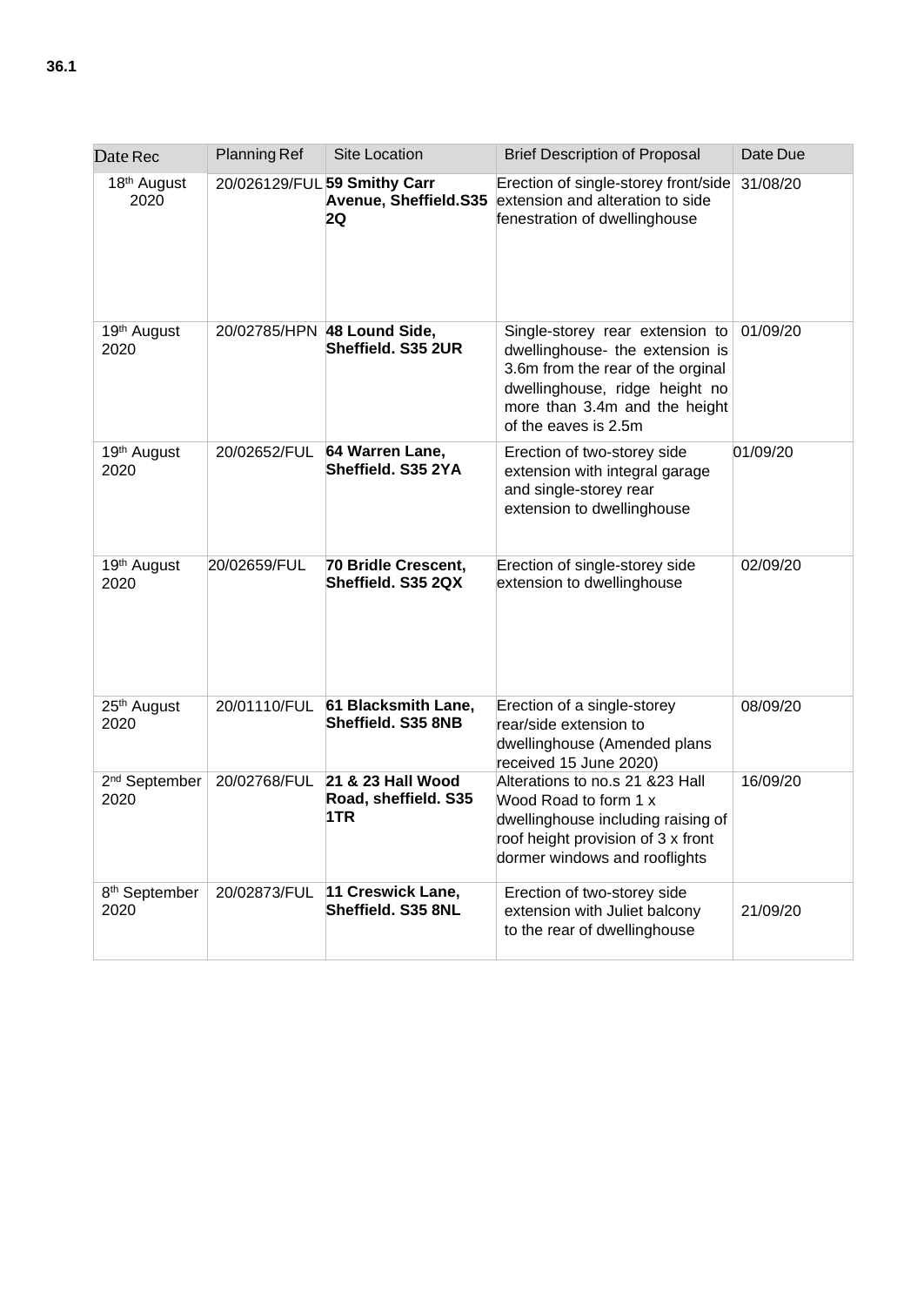**36.1**

| Date Rec | Planning Ref | Site Location | Brief Description of Proposal | Date Due |
|---|---|---|---|---|
| 18th August 2020 | 20/026129/FUL | **59 Smithy Carr Avenue, Sheffield.S35 2Q** | Erection of single-storey front/side extension and alteration to side fenestration of dwellinghouse | 31/08/20 |
| 19th August 2020 | 20/02785/HPN | **48 Lound Side, Sheffield. S35 2UR** | Single-storey rear extension to dwellinghouse- the extension is 3.6m from the rear of the orginal dwellinghouse, ridge height no more than 3.4m and the height of the eaves is 2.5m | 01/09/20 |
| 19th August 2020 | 20/02652/FUL | **64 Warren Lane, Sheffield. S35 2YA** | Erection of two-storey side extension with integral garage and single-storey rear extension to dwellinghouse | 01/09/20 |
| 19th August 2020 | 20/02659/FUL | **70 Bridle Crescent, Sheffield. S35 2QX** | Erection of single-storey side extension to dwellinghouse | 02/09/20 |
| 25th August 2020 | 20/01110/FUL | **61 Blacksmith Lane, Sheffield. S35 8NB** | Erection of a single-storey rear/side extension to dwellinghouse (Amended plans received 15 June 2020) | 08/09/20 |
| 2nd September 2020 | 20/02768/FUL | **21 & 23 Hall Wood Road, sheffield. S35 1TR** | Alterations to no.s 21 &23 Hall Wood Road to form 1 x dwellinghouse including raising of roof height provision of 3 x front dormer windows and rooflights | 16/09/20 |
| 8th September 2020 | 20/02873/FUL | **11 Creswick Lane, Sheffield. S35 8NL** | Erection of two-storey side extension with Juliet balcony to the rear of dwellinghouse | 21/09/20 |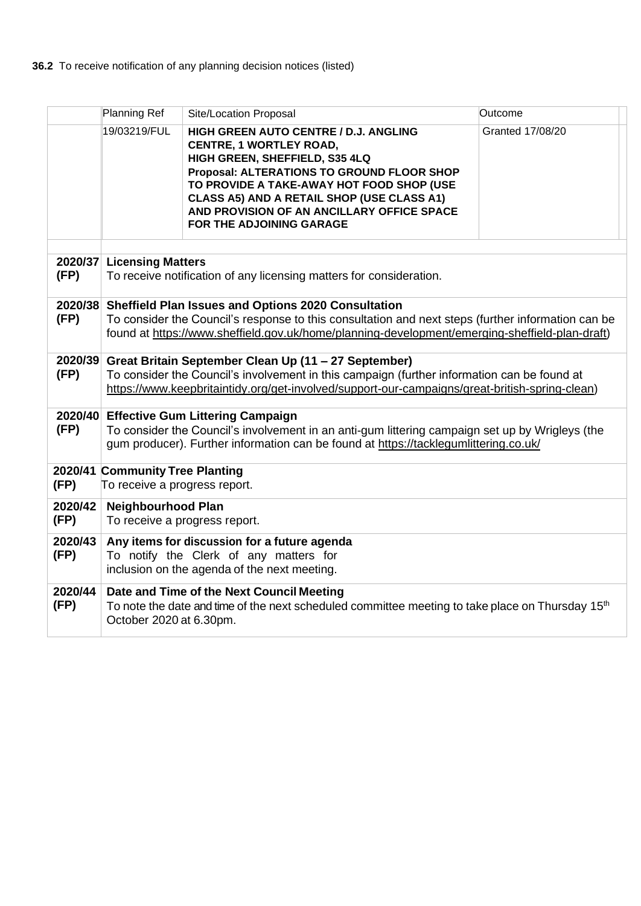**36.2** To receive notification of any planning decision notices (listed)

| | Planning Ref | Site/Location Proposal | Outcome |
|---|---|---|---|
| | 19/03219/FUL | **HIGH GREEN AUTO CENTRE / D.J. ANGLING CENTRE, 1 WORTLEY ROAD, HIGH GREEN, SHEFFIELD, S35 4LQ Proposal: ALTERATIONS TO GROUND FLOOR SHOP TO PROVIDE A TAKE-AWAY HOT FOOD SHOP (USE CLASS A5) AND A RETAIL SHOP (USE CLASS A1) AND PROVISION OF AN ANCILLARY OFFICE SPACE FOR THE ADJOINING GARAGE** | Granted 17/08/20 |

| | |
|---|---|
| **2020/37 (FP)** | **Licensing Matters**<br>To receive notification of any licensing matters for consideration. |
| **2020/38 (FP)** | **Sheffield Plan Issues and Options 2020 Consultation**<br>To consider the Council's response to this consultation and next steps (further information can be found at https://www.sheffield.gov.uk/home/planning-development/emerging-sheffield-plan-draft) |
| **2020/39 (FP)** | **Great Britain September Clean Up (11 – 27 September)**<br>To consider the Council's involvement in this campaign (further information can be found at https://www.keepbritaintidy.org/get-involved/support-our-campaigns/great-british-spring-clean) |
| **2020/40 (FP)** | **Effective Gum Littering Campaign**<br>To consider the Council's involvement in an anti-gum littering campaign set up by Wrigleys (the gum producer). Further information can be found at https://tacklegumlittering.co.uk/ |
| **2020/41 (FP)** | **Community Tree Planting**<br>To receive a progress report. |
| **2020/42 (FP)** | **Neighbourhood Plan**<br>To receive a progress report. |
| **2020/43 (FP)** | **Any items for discussion for a future agenda**<br>To notify the Clerk of any matters for inclusion on the agenda of the next meeting. |
| **2020/44 (FP)** | **Date and Time of the Next Council Meeting**<br>To note the date and time of the next scheduled committee meeting to take place on Thursday 15th October 2020 at 6.30pm. |